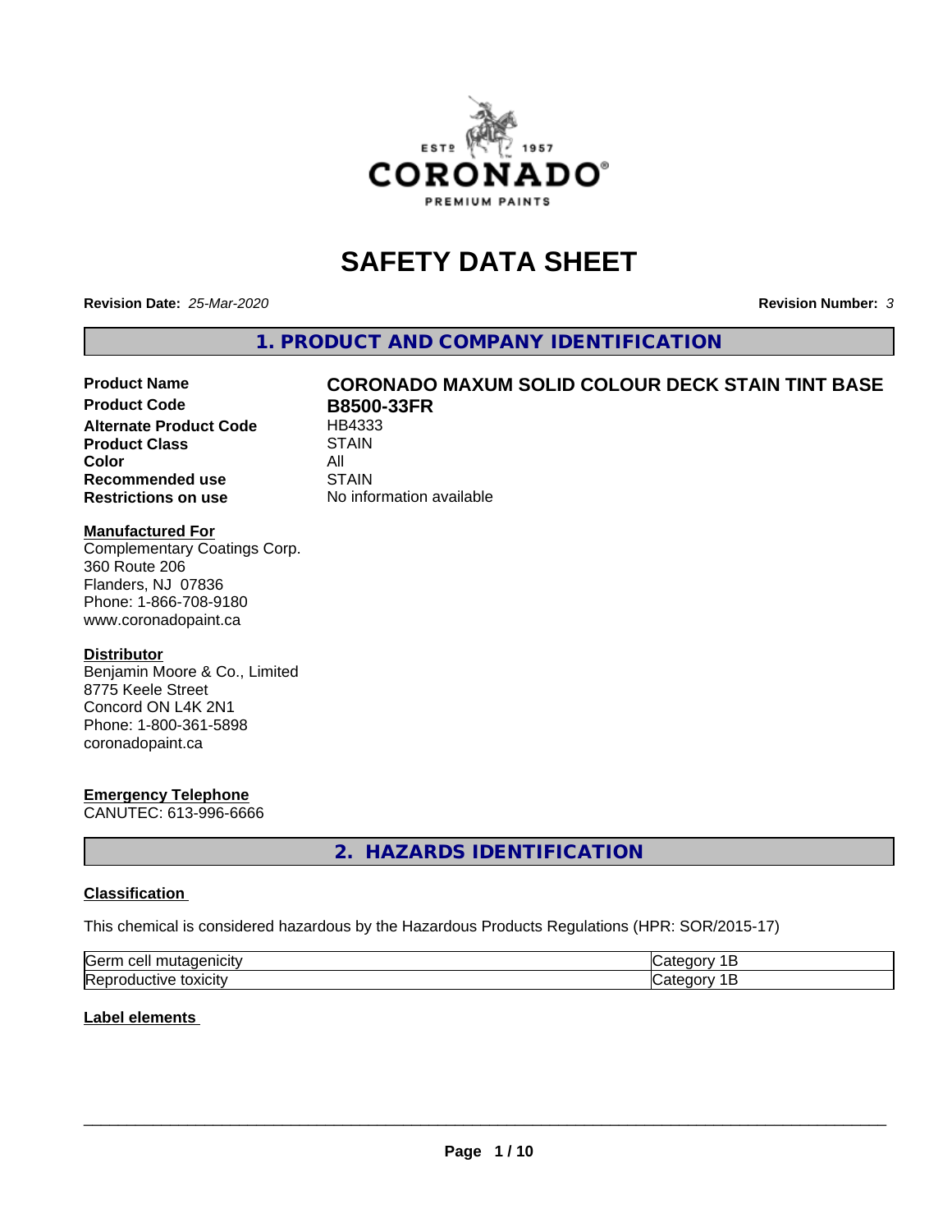# SAFETY DATA SHEET

**Revision Date:** *25-Mar-2020* **Revision Number:** *3*

## 1. PRODUCT AND COMPANY IDENTIFICATION

| | |
|---|---|
| **Product Name** | **CORONADO MAXUM SOLID COLOUR DECK STAIN TINT BASE** |
| **Product Code** | **B8500-33FR** |
| **Alternate Product Code** | HB4333 |
| **Product Class** | STAIN |
| **Color** | All |
| **Recommended use** | STAIN |
| **Restrictions on use** | No information available |

**Manufactured For**
Complementary Coatings Corp.
360 Route 206
Flanders, NJ 07836
Phone: 1-866-708-9180
www.coronadopaint.ca

**Distributor**
Benjamin Moore & Co., Limited
8775 Keele Street
Concord ON L4K 2N1
Phone: 1-800-361-5898
coronadopaint.ca

**Emergency Telephone**
CANUTEC: 613-996-6666

## 2. HAZARDS IDENTIFICATION

**Classification**

This chemical is considered hazardous by the Hazardous Products Regulations (HPR: SOR/2015-17)

| | |
|---|---|
| Germ cell mutagenicity | Category 1B |
| Reproductive toxicity | Category 1B |

**Label elements**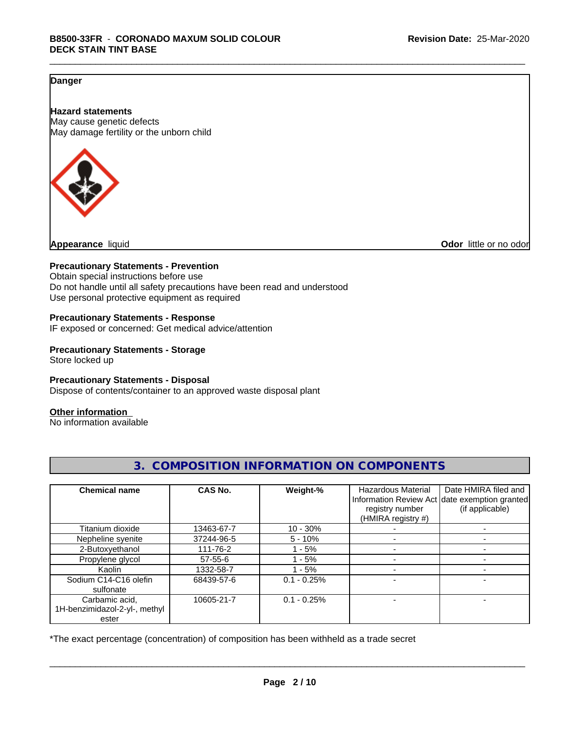**Danger**

**Hazard statements**
May cause genetic defects
May damage fertility or the unborn child

**Appearance** liquid

**Odor** little or no odor

**Precautionary Statements - Prevention**
Obtain special instructions before use
Do not handle until all safety precautions have been read and understood
Use personal protective equipment as required

**Precautionary Statements - Response**
IF exposed or concerned: Get medical advice/attention

**Precautionary Statements - Storage**
Store locked up

**Precautionary Statements - Disposal**
Dispose of contents/container to an approved waste disposal plant

**Other information**
No information available

## 3. COMPOSITION INFORMATION ON COMPONENTS

| Chemical name | CAS No. | Weight-% | Hazardous Material Information Review Act registry number (HMIRA registry #) | Date HMIRA filed and date exemption granted (if applicable) |
|---|---|---|---|---|
| Titanium dioxide | 13463-67-7 | 10 - 30% | - | - |
| Nepheline syenite | 37244-96-5 | 5 - 10% | - | - |
| 2-Butoxyethanol | 111-76-2 | 1 - 5% | - | - |
| Propylene glycol | 57-55-6 | 1 - 5% | - | - |
| Kaolin | 1332-58-7 | 1 - 5% | - | - |
| Sodium C14-C16 olefin sulfonate | 68439-57-6 | 0.1 - 0.25% | - | - |
| Carbamic acid, 1H-benzimidazol-2-yl-, methyl ester | 10605-21-7 | 0.1 - 0.25% | - | - |

*The exact percentage (concentration) of composition has been withheld as a trade secret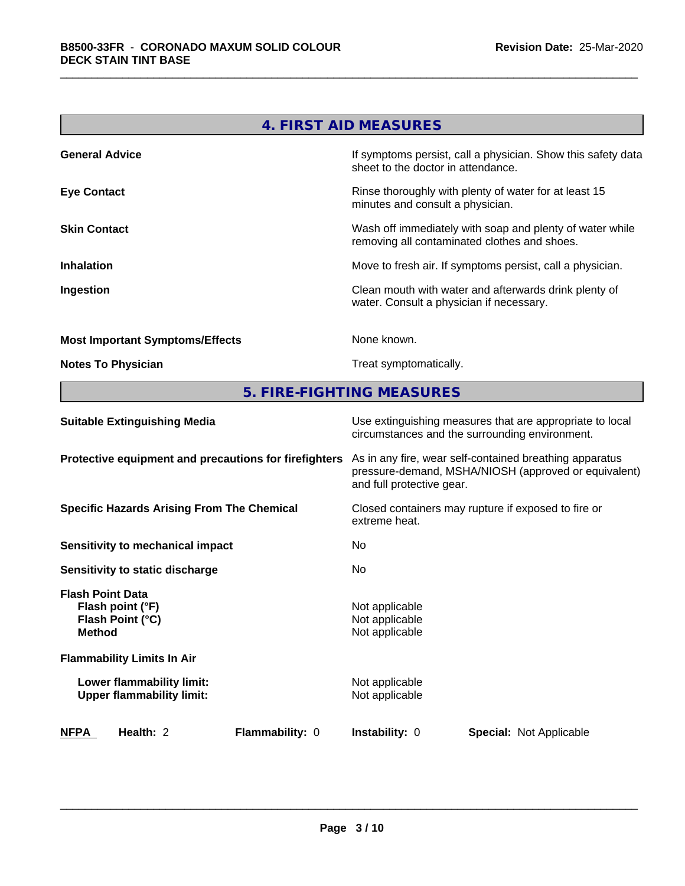## 4. FIRST AID MEASURES

| | |
|---|---|
| **General Advice** | If symptoms persist, call a physician. Show this safety data sheet to the doctor in attendance. |
| **Eye Contact** | Rinse thoroughly with plenty of water for at least 15 minutes and consult a physician. |
| **Skin Contact** | Wash off immediately with soap and plenty of water while removing all contaminated clothes and shoes. |
| **Inhalation** | Move to fresh air. If symptoms persist, call a physician. |
| **Ingestion** | Clean mouth with water and afterwards drink plenty of water. Consult a physician if necessary. |
| **Most Important Symptoms/Effects** | None known. |
| **Notes To Physician** | Treat symptomatically. |

## 5. FIRE-FIGHTING MEASURES

| | |
|---|---|
| **Suitable Extinguishing Media** | Use extinguishing measures that are appropriate to local circumstances and the surrounding environment. |
| **Protective equipment and precautions for firefighters** | As in any fire, wear self-contained breathing apparatus pressure-demand, MSHA/NIOSH (approved or equivalent) and full protective gear. |
| **Specific Hazards Arising From The Chemical** | Closed containers may rupture if exposed to fire or extreme heat. |
| **Sensitivity to mechanical impact** | No |
| **Sensitivity to static discharge** | No |

**Flash Point Data**

| | |
|---|---|
| **Flash point (°F)** | Not applicable |
| **Flash Point (°C)** | Not applicable |
| **Method** | Not applicable |

**Flammability Limits In Air**

| | |
|---|---|
| **Lower flammability limit:** | Not applicable |
| **Upper flammability limit:** | Not applicable |

| **NFPA** | **Health:** 2 | **Flammability:** 0 | **Instability:** 0 | **Special:** Not Applicable |
|---|---|---|---|---|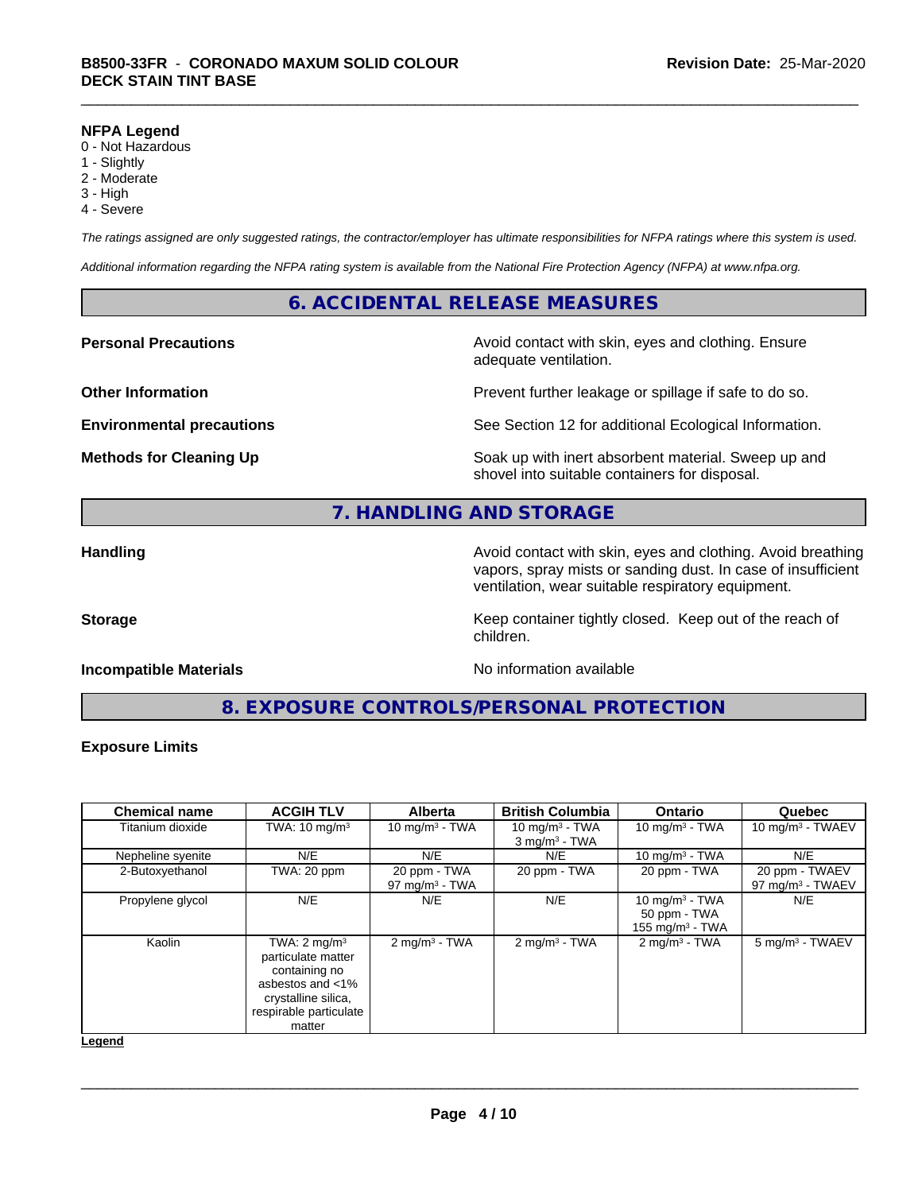**NFPA Legend**
0 - Not Hazardous
1 - Slightly
2 - Moderate
3 - High
4 - Severe

*The ratings assigned are only suggested ratings, the contractor/employer has ultimate responsibilities for NFPA ratings where this system is used.*

*Additional information regarding the NFPA rating system is available from the National Fire Protection Agency (NFPA) at www.nfpa.org.*

## 6. ACCIDENTAL RELEASE MEASURES

**Personal Precautions** — Avoid contact with skin, eyes and clothing. Ensure adequate ventilation.

**Other Information** — Prevent further leakage or spillage if safe to do so.

**Environmental precautions** — See Section 12 for additional Ecological Information.

**Methods for Cleaning Up** — Soak up with inert absorbent material. Sweep up and shovel into suitable containers for disposal.

## 7. HANDLING AND STORAGE

**Handling** — Avoid contact with skin, eyes and clothing. Avoid breathing vapors, spray mists or sanding dust. In case of insufficient ventilation, wear suitable respiratory equipment.

**Storage** — Keep container tightly closed. Keep out of the reach of children.

**Incompatible Materials** — No information available

## 8. EXPOSURE CONTROLS/PERSONAL PROTECTION

**Exposure Limits**

| Chemical name | ACGIH TLV | Alberta | British Columbia | Ontario | Quebec |
|---|---|---|---|---|---|
| Titanium dioxide | TWA: 10 mg/m³ | 10 mg/m³ - TWA | 10 mg/m³ - TWA<br>3 mg/m³ - TWA | 10 mg/m³ - TWA | 10 mg/m³ - TWAEV |
| Nepheline syenite | N/E | N/E | N/E | 10 mg/m³ - TWA | N/E |
| 2-Butoxyethanol | TWA: 20 ppm | 20 ppm - TWA<br>97 mg/m³ - TWA | 20 ppm - TWA | 20 ppm - TWA | 20 ppm - TWAEV<br>97 mg/m³ - TWAEV |
| Propylene glycol | N/E | N/E | N/E | 10 mg/m³ - TWA<br>50 ppm - TWA<br>155 mg/m³ - TWA | N/E |
| Kaolin | TWA: 2 mg/m³ particulate matter containing no asbestos and <1% crystalline silica, respirable particulate matter | 2 mg/m³ - TWA | 2 mg/m³ - TWA | 2 mg/m³ - TWA | 5 mg/m³ - TWAEV |

**Legend**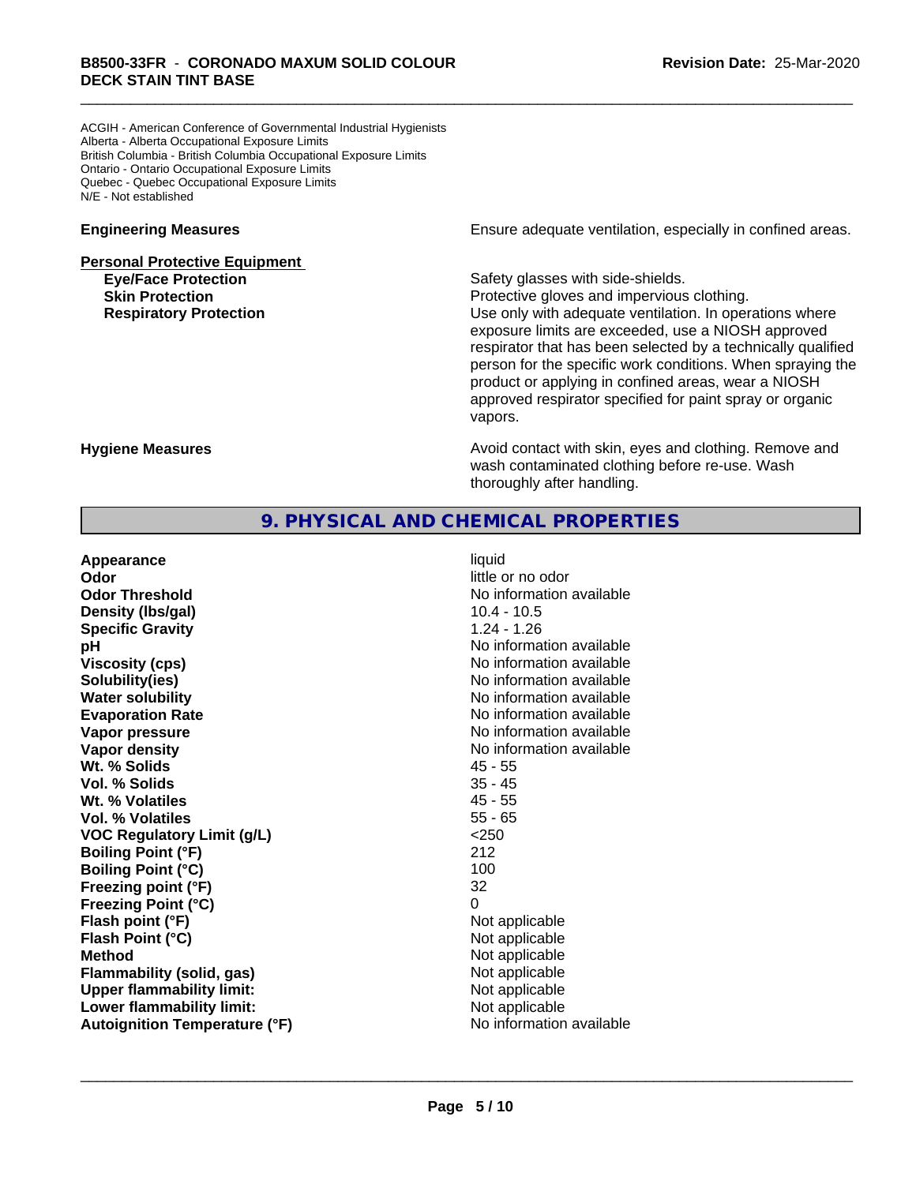ACGIH - American Conference of Governmental Industrial Hygienists
Alberta - Alberta Occupational Exposure Limits
British Columbia - British Columbia Occupational Exposure Limits
Ontario - Ontario Occupational Exposure Limits
Quebec - Quebec Occupational Exposure Limits
N/E - Not established

**Engineering Measures** Ensure adequate ventilation, especially in confined areas.

**Personal Protective Equipment**

**Eye/Face Protection** Safety glasses with side-shields.

**Skin Protection** Protective gloves and impervious clothing.

**Respiratory Protection** Use only with adequate ventilation. In operations where exposure limits are exceeded, use a NIOSH approved respirator that has been selected by a technically qualified person for the specific work conditions. When spraying the product or applying in confined areas, wear a NIOSH approved respirator specified for paint spray or organic vapors.

**Hygiene Measures** Avoid contact with skin, eyes and clothing. Remove and wash contaminated clothing before re-use. Wash thoroughly after handling.

## 9. PHYSICAL AND CHEMICAL PROPERTIES

| Property | Value |
|---|---|
| **Appearance** | liquid |
| **Odor** | little or no odor |
| **Odor Threshold** | No information available |
| **Density (lbs/gal)** | 10.4 - 10.5 |
| **Specific Gravity** | 1.24 - 1.26 |
| **pH** | No information available |
| **Viscosity (cps)** | No information available |
| **Solubility(ies)** | No information available |
| **Water solubility** | No information available |
| **Evaporation Rate** | No information available |
| **Vapor pressure** | No information available |
| **Vapor density** | No information available |
| **Wt. % Solids** | 45 - 55 |
| **Vol. % Solids** | 35 - 45 |
| **Wt. % Volatiles** | 45 - 55 |
| **Vol. % Volatiles** | 55 - 65 |
| **VOC Regulatory Limit (g/L)** | <250 |
| **Boiling Point (°F)** | 212 |
| **Boiling Point (°C)** | 100 |
| **Freezing point (°F)** | 32 |
| **Freezing Point (°C)** | 0 |
| **Flash point (°F)** | Not applicable |
| **Flash Point (°C)** | Not applicable |
| **Method** | Not applicable |
| **Flammability (solid, gas)** | Not applicable |
| **Upper flammability limit:** | Not applicable |
| **Lower flammability limit:** | Not applicable |
| **Autoignition Temperature (°F)** | No information available |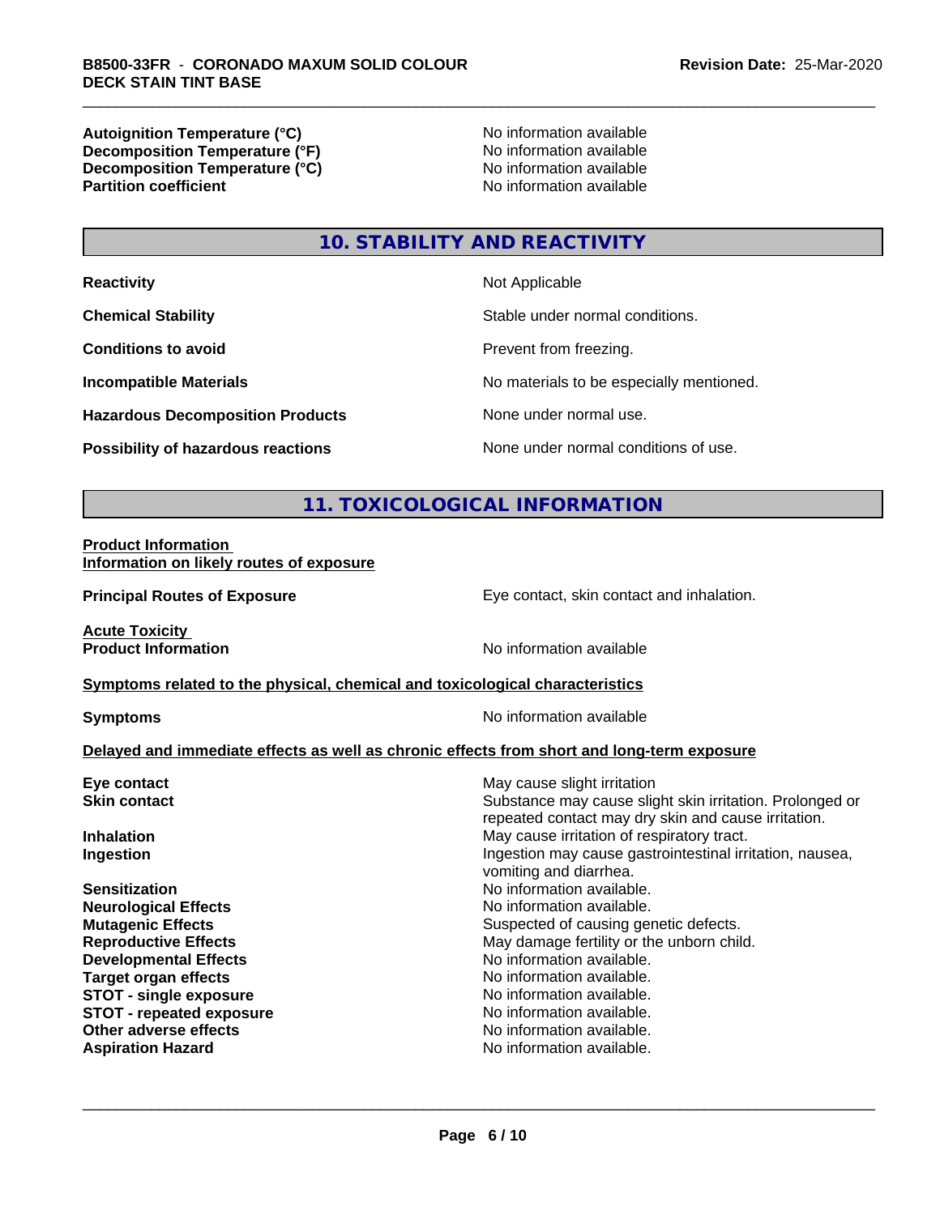| | |
|---|---|
| **Autoignition Temperature (°C)** | No information available |
| **Decomposition Temperature (°F)** | No information available |
| **Decomposition Temperature (°C)** | No information available |
| **Partition coefficient** | No information available |

## 10. STABILITY AND REACTIVITY

| | |
|---|---|
| **Reactivity** | Not Applicable |
| **Chemical Stability** | Stable under normal conditions. |
| **Conditions to avoid** | Prevent from freezing. |
| **Incompatible Materials** | No materials to be especially mentioned. |
| **Hazardous Decomposition Products** | None under normal use. |
| **Possibility of hazardous reactions** | None under normal conditions of use. |

## 11. TOXICOLOGICAL INFORMATION

**Product Information**
**Information on likely routes of exposure**

| | |
|---|---|
| **Principal Routes of Exposure** | Eye contact, skin contact and inhalation. |

**Acute Toxicity**

| | |
|---|---|
| **Product Information** | No information available |

**Symptoms related to the physical, chemical and toxicological characteristics**

| | |
|---|---|
| **Symptoms** | No information available |

**Delayed and immediate effects as well as chronic effects from short and long-term exposure**

| | |
|---|---|
| **Eye contact** | May cause slight irritation |
| **Skin contact** | Substance may cause slight skin irritation. Prolonged or repeated contact may dry skin and cause irritation. |
| **Inhalation** | May cause irritation of respiratory tract. |
| **Ingestion** | Ingestion may cause gastrointestinal irritation, nausea, vomiting and diarrhea. |
| **Sensitization** | No information available. |
| **Neurological Effects** | No information available. |
| **Mutagenic Effects** | Suspected of causing genetic defects. |
| **Reproductive Effects** | May damage fertility or the unborn child. |
| **Developmental Effects** | No information available. |
| **Target organ effects** | No information available. |
| **STOT - single exposure** | No information available. |
| **STOT - repeated exposure** | No information available. |
| **Other adverse effects** | No information available. |
| **Aspiration Hazard** | No information available. |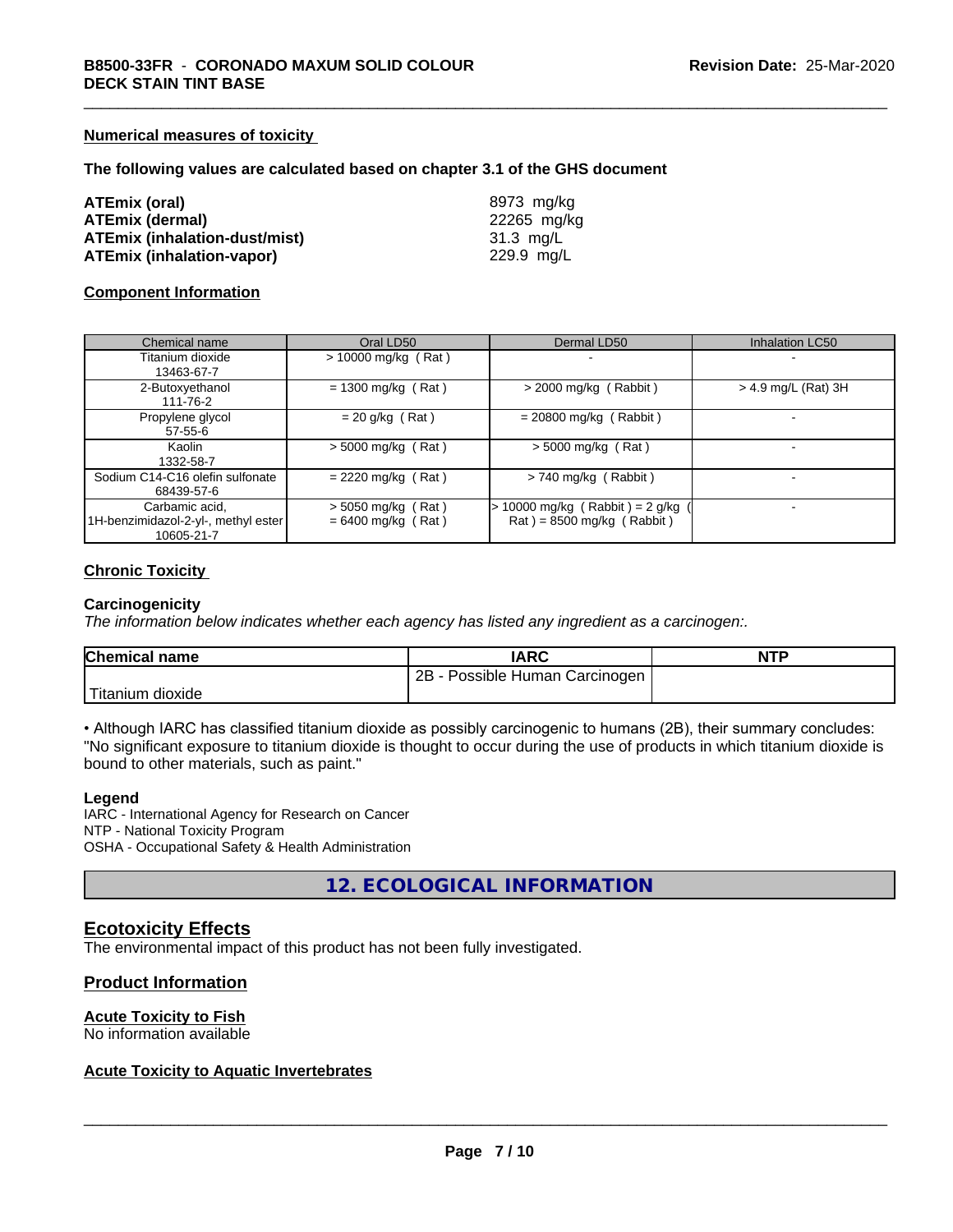### Numerical measures of toxicity

**The following values are calculated based on chapter 3.1 of the GHS document**

| | |
|---|---|
| **ATEmix (oral)** | 8973 mg/kg |
| **ATEmix (dermal)** | 22265 mg/kg |
| **ATEmix (inhalation-dust/mist)** | 31.3 mg/L |
| **ATEmix (inhalation-vapor)** | 229.9 mg/L |

### Component Information

| Chemical name | Oral LD50 | Dermal LD50 | Inhalation LC50 |
|---|---|---|---|
| Titanium dioxide<br>13463-67-7 | > 10000 mg/kg ( Rat ) | - | - |
| 2-Butoxyethanol<br>111-76-2 | = 1300 mg/kg ( Rat ) | > 2000 mg/kg ( Rabbit ) | > 4.9 mg/L (Rat) 3H |
| Propylene glycol<br>57-55-6 | = 20 g/kg ( Rat ) | = 20800 mg/kg ( Rabbit ) | - |
| Kaolin<br>1332-58-7 | > 5000 mg/kg ( Rat ) | > 5000 mg/kg ( Rat ) | - |
| Sodium C14-C16 olefin sulfonate<br>68439-57-6 | = 2220 mg/kg ( Rat ) | > 740 mg/kg ( Rabbit ) | - |
| Carbamic acid,<br>1H-benzimidazol-2-yl-, methyl ester<br>10605-21-7 | > 5050 mg/kg ( Rat )<br>= 6400 mg/kg ( Rat ) | > 10000 mg/kg ( Rabbit ) = 2 g/kg ( Rat ) = 8500 mg/kg ( Rabbit ) | - |

### Chronic Toxicity

**Carcinogenicity**

*The information below indicates whether each agency has listed any ingredient as a carcinogen:.*

| Chemical name | IARC | NTP |
|---|---|---|
| Titanium dioxide | 2B - Possible Human Carcinogen | |

• Although IARC has classified titanium dioxide as possibly carcinogenic to humans (2B), their summary concludes: "No significant exposure to titanium dioxide is thought to occur during the use of products in which titanium dioxide is bound to other materials, such as paint."

**Legend**

IARC - International Agency for Research on Cancer
NTP - National Toxicity Program
OSHA - Occupational Safety & Health Administration

## 12. ECOLOGICAL INFORMATION

## Ecotoxicity Effects

The environmental impact of this product has not been fully investigated.

## Product Information

### Acute Toxicity to Fish

No information available

### Acute Toxicity to Aquatic Invertebrates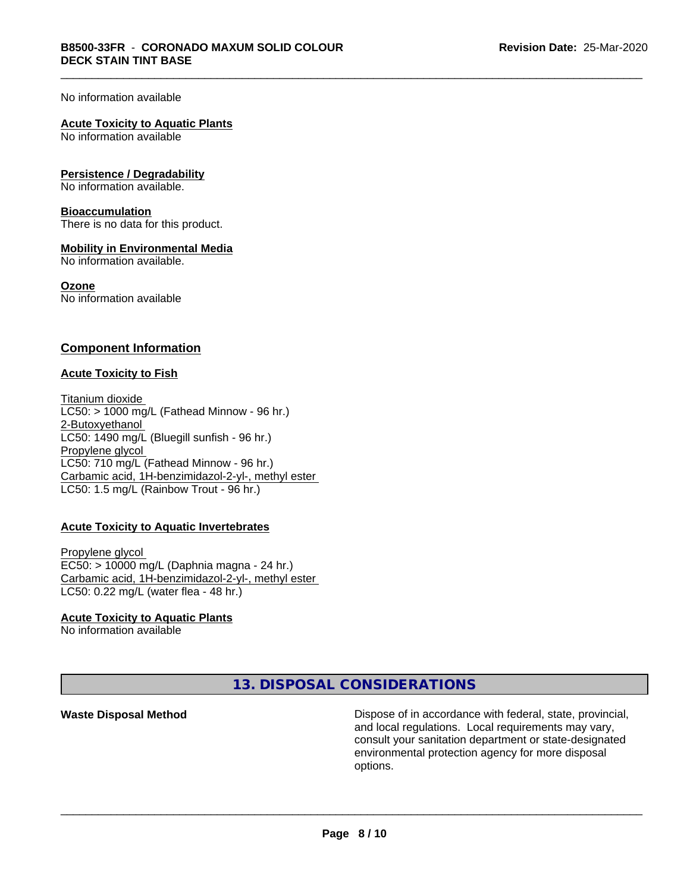No information available

**Acute Toxicity to Aquatic Plants**
No information available

**Persistence / Degradability**
No information available.

**Bioaccumulation**
There is no data for this product.

**Mobility in Environmental Media**
No information available.

**Ozone**
No information available

## Component Information

**Acute Toxicity to Fish**

Titanium dioxide
LC50: > 1000 mg/L (Fathead Minnow - 96 hr.)
2-Butoxyethanol
LC50: 1490 mg/L (Bluegill sunfish - 96 hr.)
Propylene glycol
LC50: 710 mg/L (Fathead Minnow - 96 hr.)
Carbamic acid, 1H-benzimidazol-2-yl-, methyl ester
LC50: 1.5 mg/L (Rainbow Trout - 96 hr.)

**Acute Toxicity to Aquatic Invertebrates**

Propylene glycol
EC50: > 10000 mg/L (Daphnia magna - 24 hr.)
Carbamic acid, 1H-benzimidazol-2-yl-, methyl ester
LC50: 0.22 mg/L (water flea - 48 hr.)

**Acute Toxicity to Aquatic Plants**
No information available

## 13. DISPOSAL CONSIDERATIONS

**Waste Disposal Method** Dispose of in accordance with federal, state, provincial, and local regulations. Local requirements may vary, consult your sanitation department or state-designated environmental protection agency for more disposal options.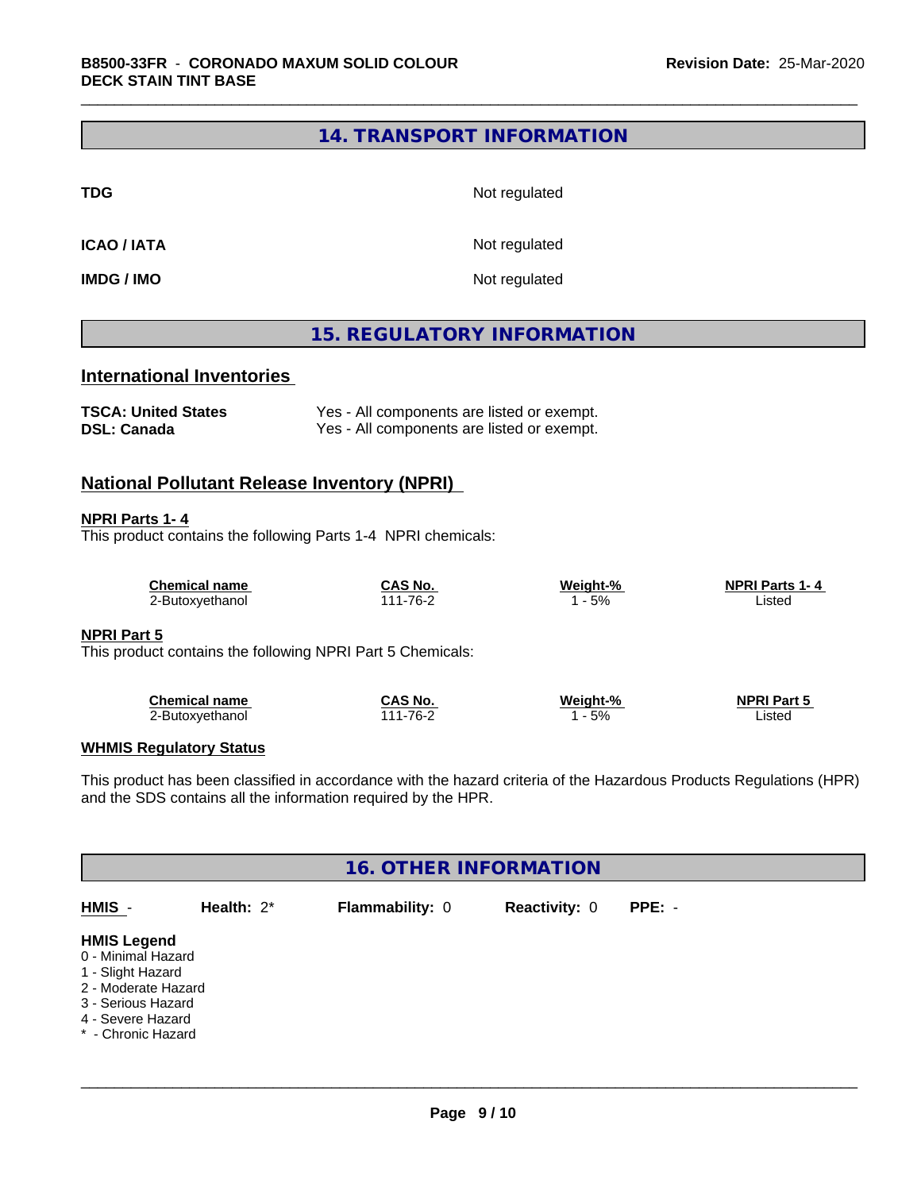## 14. TRANSPORT INFORMATION

| | |
|---|---|
| **TDG** | Not regulated |
| **ICAO / IATA** | Not regulated |
| **IMDG / IMO** | Not regulated |

## 15. REGULATORY INFORMATION

### International Inventories

| | |
|---|---|
| **TSCA: United States** | Yes - All components are listed or exempt. |
| **DSL: Canada** | Yes - All components are listed or exempt. |

### National Pollutant Release Inventory (NPRI)

**NPRI Parts 1- 4**

This product contains the following Parts 1-4 NPRI chemicals:

| Chemical name | CAS No. | Weight-% | NPRI Parts 1- 4 |
|---|---|---|---|
| 2-Butoxyethanol | 111-76-2 | 1 - 5% | Listed |

**NPRI Part 5**

This product contains the following NPRI Part 5 Chemicals:

| Chemical name | CAS No. | Weight-% | NPRI Part 5 |
|---|---|---|---|
| 2-Butoxyethanol | 111-76-2 | 1 - 5% | Listed |

**WHMIS Regulatory Status**

This product has been classified in accordance with the hazard criteria of the Hazardous Products Regulations (HPR) and the SDS contains all the information required by the HPR.

## 16. OTHER INFORMATION

**HMIS** - **Health:** 2* **Flammability:** 0 **Reactivity:** 0 **PPE:** -

**HMIS Legend**
0 - Minimal Hazard
1 - Slight Hazard
2 - Moderate Hazard
3 - Serious Hazard
4 - Severe Hazard
* - Chronic Hazard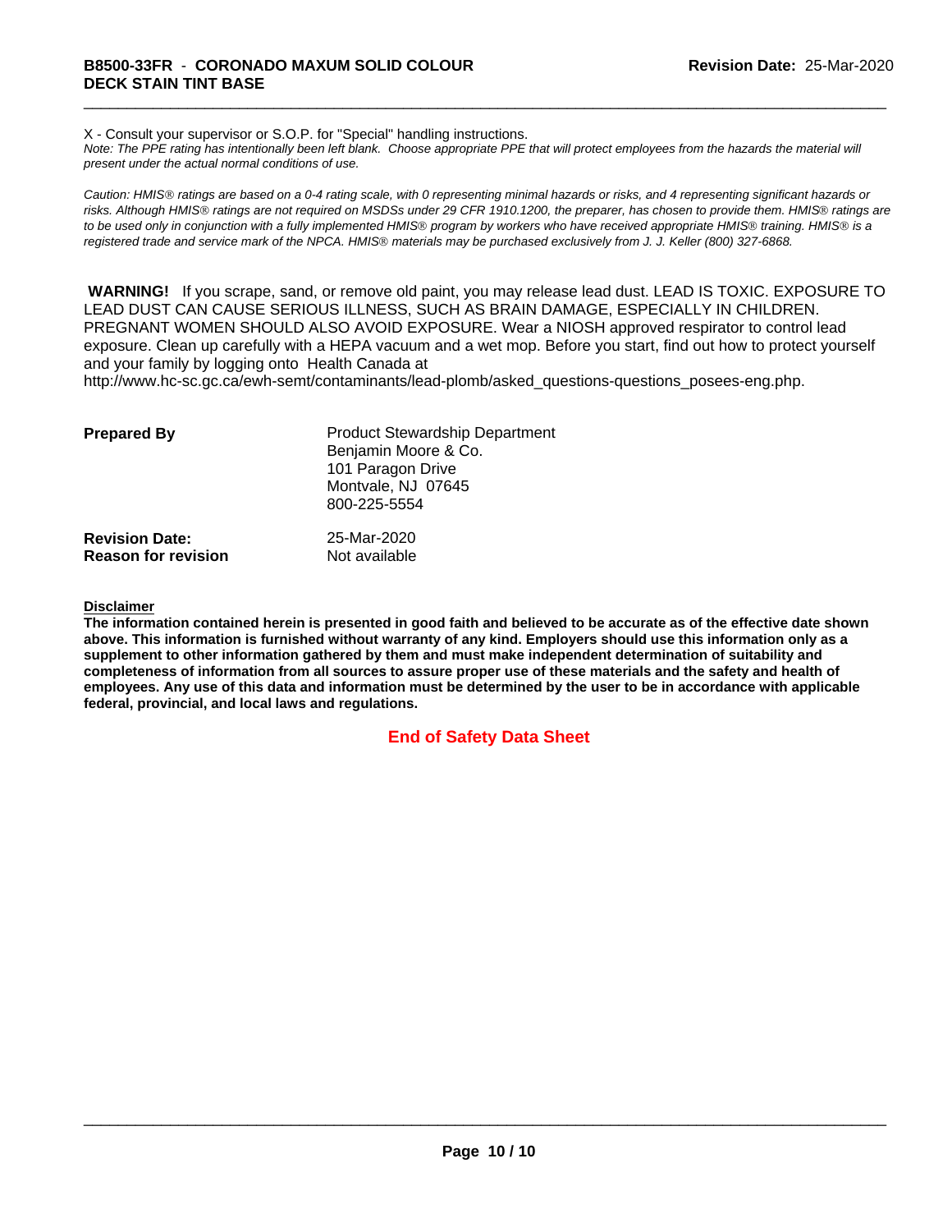X - Consult your supervisor or S.O.P. for "Special" handling instructions.

*Note: The PPE rating has intentionally been left blank. Choose appropriate PPE that will protect employees from the hazards the material will present under the actual normal conditions of use.*

*Caution: HMIS® ratings are based on a 0-4 rating scale, with 0 representing minimal hazards or risks, and 4 representing significant hazards or risks. Although HMIS® ratings are not required on MSDSs under 29 CFR 1910.1200, the preparer, has chosen to provide them. HMIS® ratings are to be used only in conjunction with a fully implemented HMIS® program by workers who have received appropriate HMIS® training. HMIS® is a registered trade and service mark of the NPCA. HMIS® materials may be purchased exclusively from J. J. Keller (800) 327-6868.*

**WARNING!** If you scrape, sand, or remove old paint, you may release lead dust. LEAD IS TOXIC. EXPOSURE TO LEAD DUST CAN CAUSE SERIOUS ILLNESS, SUCH AS BRAIN DAMAGE, ESPECIALLY IN CHILDREN. PREGNANT WOMEN SHOULD ALSO AVOID EXPOSURE. Wear a NIOSH approved respirator to control lead exposure. Clean up carefully with a HEPA vacuum and a wet mop. Before you start, find out how to protect yourself and your family by logging onto Health Canada at http://www.hc-sc.gc.ca/ewh-semt/contaminants/lead-plomb/asked_questions-questions_posees-eng.php.

| | |
|---|---|
| **Prepared By** | Product Stewardship Department<br>Benjamin Moore & Co.<br>101 Paragon Drive<br>Montvale, NJ 07645<br>800-225-5554 |
| **Revision Date:** | 25-Mar-2020 |
| **Reason for revision** | Not available |

**Disclaimer**

**The information contained herein is presented in good faith and believed to be accurate as of the effective date shown above. This information is furnished without warranty of any kind. Employers should use this information only as a supplement to other information gathered by them and must make independent determination of suitability and completeness of information from all sources to assure proper use of these materials and the safety and health of employees. Any use of this data and information must be determined by the user to be in accordance with applicable federal, provincial, and local laws and regulations.**

**End of Safety Data Sheet**